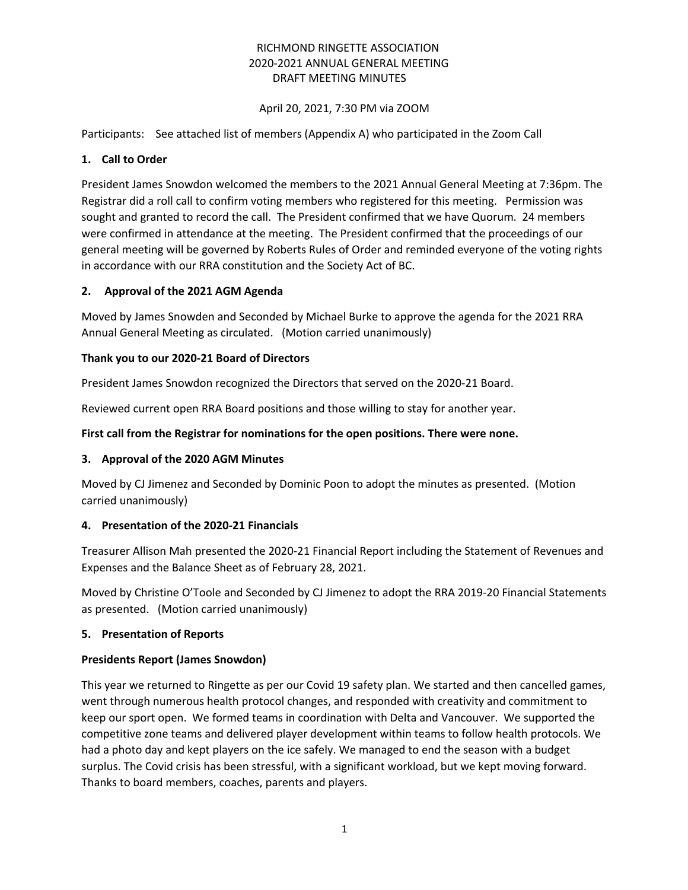# RICHMOND RINGETTE ASSOCIATION
## 2020-2021 ANNUAL GENERAL MEETING
## DRAFT MEETING MINUTES

April 20, 2021, 7:30 PM via ZOOM

Participants: See attached list of members (Appendix A) who participated in the Zoom Call

### 1. Call to Order

President James Snowdon welcomed the members to the 2021 Annual General Meeting at 7:36pm. The Registrar did a roll call to confirm voting members who registered for this meeting. Permission was sought and granted to record the call. The President confirmed that we have Quorum. 24 members were confirmed in attendance at the meeting. The President confirmed that the proceedings of our general meeting will be governed by Roberts Rules of Order and reminded everyone of the voting rights in accordance with our RRA constitution and the Society Act of BC.

### 2. Approval of the 2021 AGM Agenda

Moved by James Snowden and Seconded by Michael Burke to approve the agenda for the 2021 RRA Annual General Meeting as circulated. (Motion carried unanimously)

**Thank you to our 2020-21 Board of Directors**

President James Snowdon recognized the Directors that served on the 2020-21 Board.

Reviewed current open RRA Board positions and those willing to stay for another year.

**First call from the Registrar for nominations for the open positions. There were none.**

### 3. Approval of the 2020 AGM Minutes

Moved by CJ Jimenez and Seconded by Dominic Poon to adopt the minutes as presented. (Motion carried unanimously)

### 4. Presentation of the 2020-21 Financials

Treasurer Allison Mah presented the 2020-21 Financial Report including the Statement of Revenues and Expenses and the Balance Sheet as of February 28, 2021.

Moved by Christine O'Toole and Seconded by CJ Jimenez to adopt the RRA 2019-20 Financial Statements as presented. (Motion carried unanimously)

### 5. Presentation of Reports

**Presidents Report (James Snowdon)**

This year we returned to Ringette as per our Covid 19 safety plan. We started and then cancelled games, went through numerous health protocol changes, and responded with creativity and commitment to keep our sport open. We formed teams in coordination with Delta and Vancouver. We supported the competitive zone teams and delivered player development within teams to follow health protocols. We had a photo day and kept players on the ice safely. We managed to end the season with a budget surplus. The Covid crisis has been stressful, with a significant workload, but we kept moving forward. Thanks to board members, coaches, parents and players.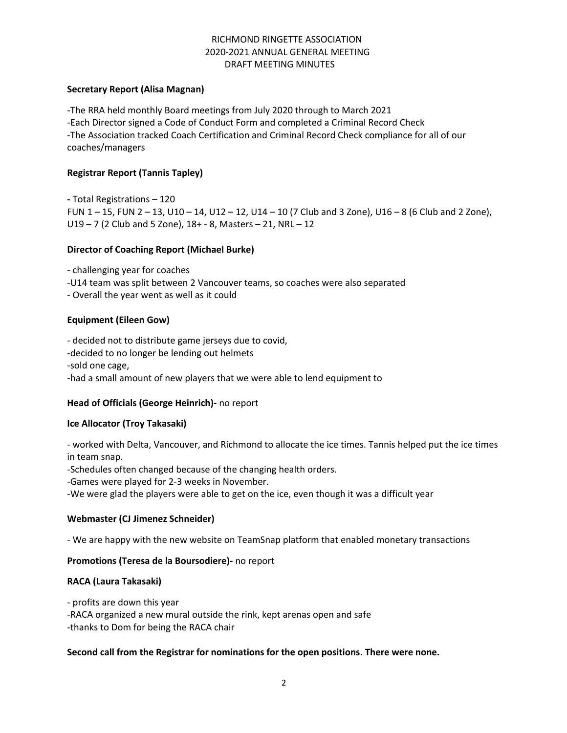RICHMOND RINGETTE ASSOCIATION
2020-2021 ANNUAL GENERAL MEETING
DRAFT MEETING MINUTES

**Secretary Report (Alisa Magnan)**

-The RRA held monthly Board meetings from July 2020 through to March 2021
-Each Director signed a Code of Conduct Form and completed a Criminal Record Check
-The Association tracked Coach Certification and Criminal Record Check compliance for all of our coaches/managers

**Registrar Report (Tannis Tapley)**

**-** Total Registrations – 120
FUN 1 – 15, FUN 2 – 13, U10 – 14, U12 – 12, U14 – 10 (7 Club and 3 Zone), U16 – 8 (6 Club and 2 Zone), U19 – 7 (2 Club and 5 Zone), 18+ - 8, Masters – 21, NRL – 12

**Director of Coaching Report (Michael Burke)**

- challenging year for coaches
-U14 team was split between 2 Vancouver teams, so coaches were also separated
- Overall the year went as well as it could

**Equipment (Eileen Gow)**

- decided not to distribute game jerseys due to covid,
-decided to no longer be lending out helmets
-sold one cage,
-had a small amount of new players that we were able to lend equipment to

**Head of Officials (George Heinrich)-** no report

**Ice Allocator (Troy Takasaki)**

- worked with Delta, Vancouver, and Richmond to allocate the ice times. Tannis helped put the ice times in team snap.
-Schedules often changed because of the changing health orders.
-Games were played for 2-3 weeks in November.
-We were glad the players were able to get on the ice, even though it was a difficult year

**Webmaster (CJ Jimenez Schneider)**

- We are happy with the new website on TeamSnap platform that enabled monetary transactions

**Promotions (Teresa de la Boursodiere)-** no report

**RACA (Laura Takasaki)**

- profits are down this year
-RACA organized a new mural outside the rink, kept arenas open and safe
-thanks to Dom for being the RACA chair

**Second call from the Registrar for nominations for the open positions. There were none.**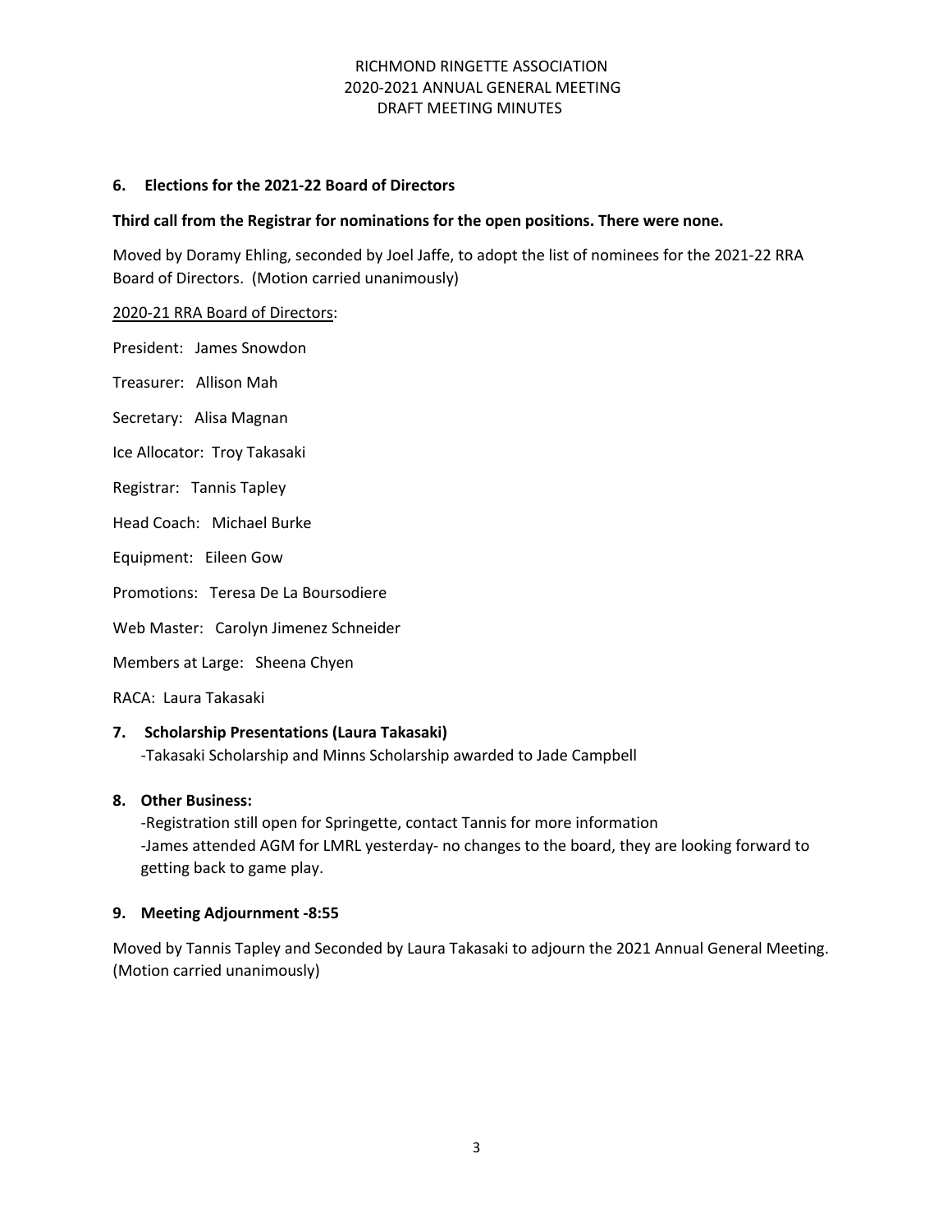RICHMOND RINGETTE ASSOCIATION
2020-2021 ANNUAL GENERAL MEETING
DRAFT MEETING MINUTES

**6. Elections for the 2021-22 Board of Directors**

**Third call from the Registrar for nominations for the open positions. There were none.**

Moved by Doramy Ehling, seconded by Joel Jaffe, to adopt the list of nominees for the 2021-22 RRA Board of Directors. (Motion carried unanimously)

2020-21 RRA Board of Directors:

President: James Snowdon

Treasurer: Allison Mah

Secretary: Alisa Magnan

Ice Allocator: Troy Takasaki

Registrar: Tannis Tapley

Head Coach: Michael Burke

Equipment: Eileen Gow

Promotions: Teresa De La Boursodiere

Web Master: Carolyn Jimenez Schneider

Members at Large: Sheena Chyen

RACA: Laura Takasaki

**7. Scholarship Presentations (Laura Takasaki)**

-Takasaki Scholarship and Minns Scholarship awarded to Jade Campbell

**8. Other Business:**

-Registration still open for Springette, contact Tannis for more information
-James attended AGM for LMRL yesterday- no changes to the board, they are looking forward to getting back to game play.

**9. Meeting Adjournment -8:55**

Moved by Tannis Tapley and Seconded by Laura Takasaki to adjourn the 2021 Annual General Meeting. (Motion carried unanimously)